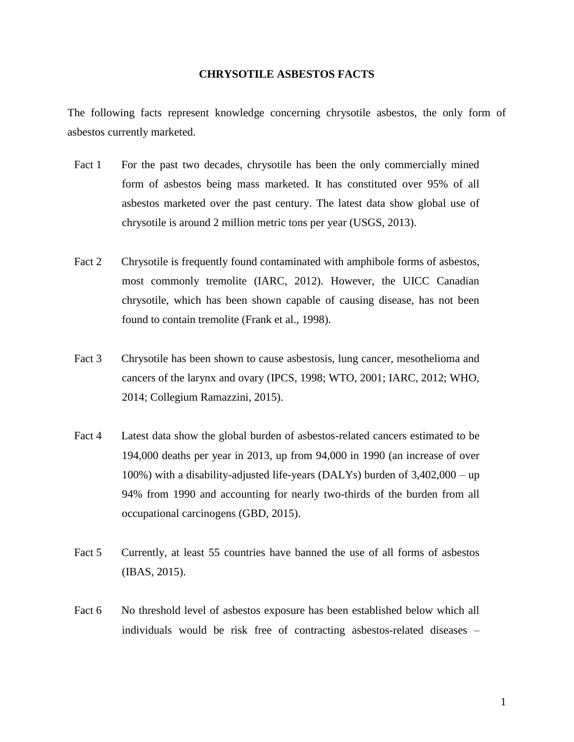# CHRYSOTILE ASBESTOS FACTS

The following facts represent knowledge concerning chrysotile asbestos, the only form of asbestos currently marketed.

**Fact 1** For the past two decades, chrysotile has been the only commercially mined form of asbestos being mass marketed. It has constituted over 95% of all asbestos marketed over the past century. The latest data show global use of chrysotile is around 2 million metric tons per year (USGS, 2013).

**Fact 2** Chrysotile is frequently found contaminated with amphibole forms of asbestos, most commonly tremolite (IARC, 2012). However, the UICC Canadian chrysotile, which has been shown capable of causing disease, has not been found to contain tremolite (Frank et al., 1998).

**Fact 3** Chrysotile has been shown to cause asbestosis, lung cancer, mesothelioma and cancers of the larynx and ovary (IPCS, 1998; WTO, 2001; IARC, 2012; WHO, 2014; Collegium Ramazzini, 2015).

**Fact 4** Latest data show the global burden of asbestos-related cancers estimated to be 194,000 deaths per year in 2013, up from 94,000 in 1990 (an increase of over 100%) with a disability-adjusted life-years (DALYs) burden of 3,402,000 – up 94% from 1990 and accounting for nearly two-thirds of the burden from all occupational carcinogens (GBD, 2015).

**Fact 5** Currently, at least 55 countries have banned the use of all forms of asbestos (IBAS, 2015).

**Fact 6** No threshold level of asbestos exposure has been established below which all individuals would be risk free of contracting asbestos-related diseases –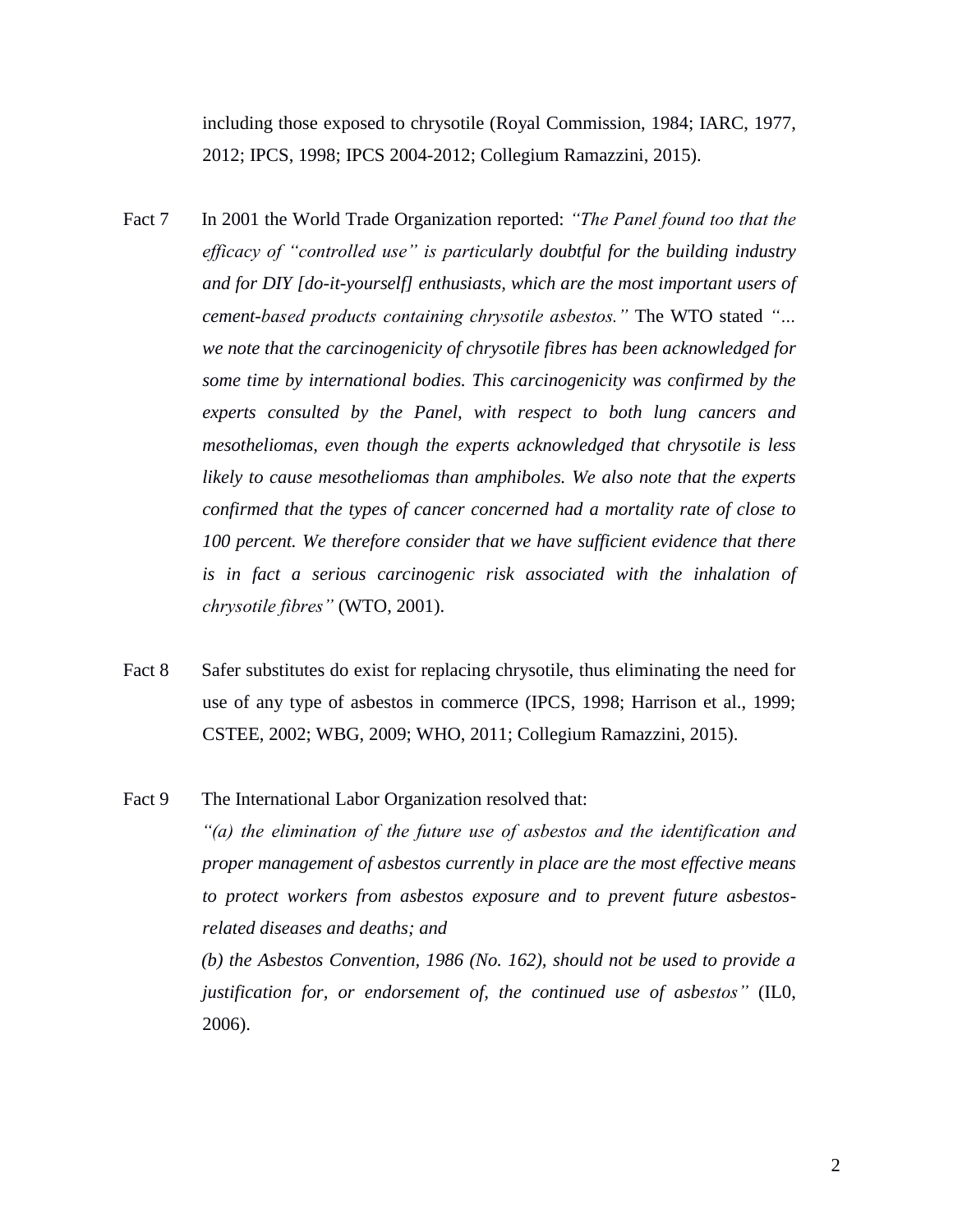including those exposed to chrysotile (Royal Commission, 1984; IARC, 1977, 2012; IPCS, 1998; IPCS 2004-2012; Collegium Ramazzini, 2015).

Fact 7 In 2001 the World Trade Organization reported: *"The Panel found too that the efficacy of "controlled use" is particularly doubtful for the building industry and for DIY [do-it-yourself] enthusiasts, which are the most important users of cement-based products containing chrysotile asbestos."* The WTO stated *"… we note that the carcinogenicity of chrysotile fibres has been acknowledged for some time by international bodies. This carcinogenicity was confirmed by the experts consulted by the Panel, with respect to both lung cancers and mesotheliomas, even though the experts acknowledged that chrysotile is less likely to cause mesotheliomas than amphiboles. We also note that the experts confirmed that the types of cancer concerned had a mortality rate of close to 100 percent. We therefore consider that we have sufficient evidence that there is in fact a serious carcinogenic risk associated with the inhalation of chrysotile fibres"* (WTO, 2001).

Fact 8 Safer substitutes do exist for replacing chrysotile, thus eliminating the need for use of any type of asbestos in commerce (IPCS, 1998; Harrison et al., 1999; CSTEE, 2002; WBG, 2009; WHO, 2011; Collegium Ramazzini, 2015).

Fact 9 The International Labor Organization resolved that:

*"(a) the elimination of the future use of asbestos and the identification and proper management of asbestos currently in place are the most effective means to protect workers from asbestos exposure and to prevent future asbestos-related diseases and deaths; and*

*(b) the Asbestos Convention, 1986 (No. 162), should not be used to provide a justification for, or endorsement of, the continued use of asbestos"* (IL0, 2006).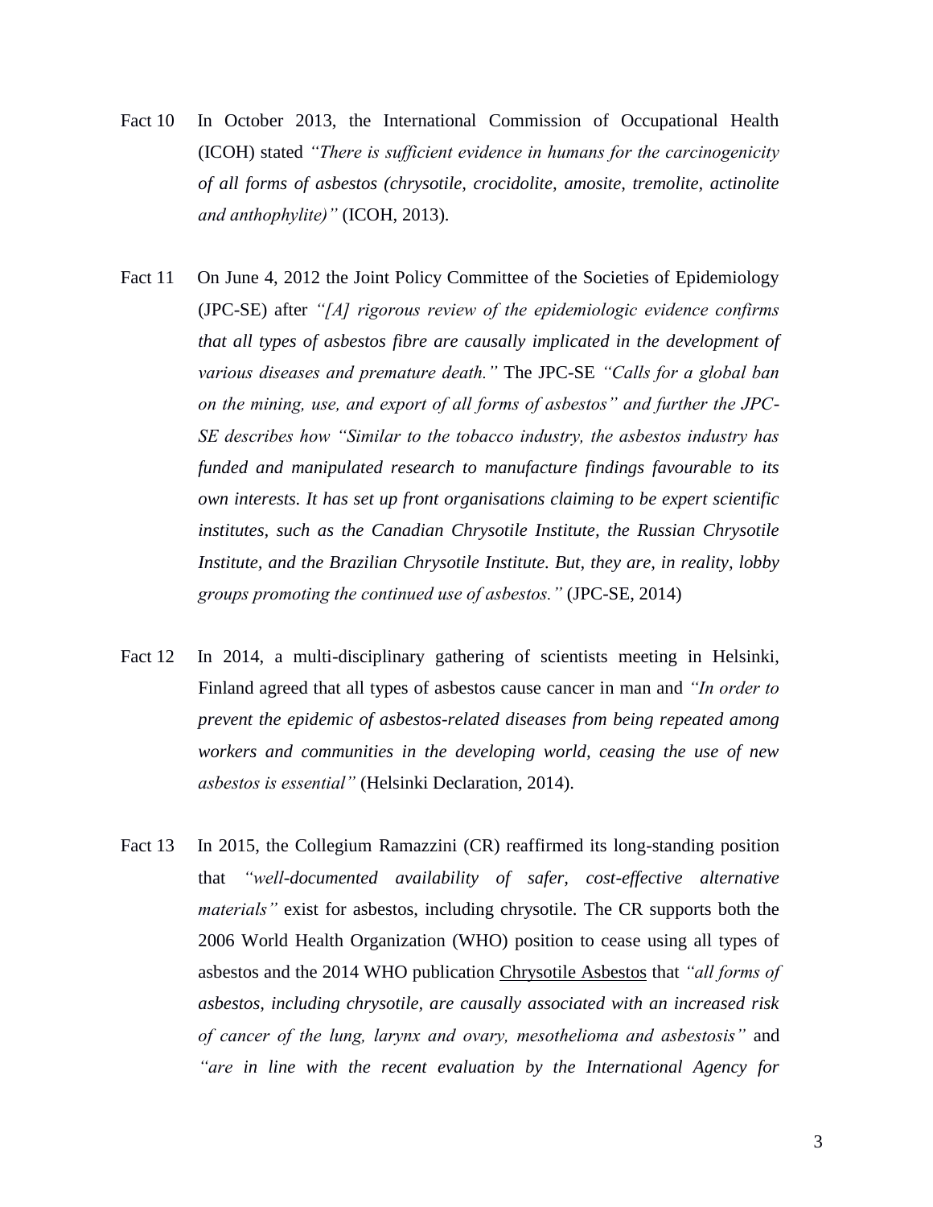Fact 10 In October 2013, the International Commission of Occupational Health (ICOH) stated *"There is sufficient evidence in humans for the carcinogenicity of all forms of asbestos (chrysotile, crocidolite, amosite, tremolite, actinolite and anthophylite)"* (ICOH, 2013).

Fact 11 On June 4, 2012 the Joint Policy Committee of the Societies of Epidemiology (JPC-SE) after *"[A] rigorous review of the epidemiologic evidence confirms that all types of asbestos fibre are causally implicated in the development of various diseases and premature death."* The JPC-SE *"Calls for a global ban on the mining, use, and export of all forms of asbestos" and further the JPC-SE describes how "Similar to the tobacco industry, the asbestos industry has funded and manipulated research to manufacture findings favourable to its own interests. It has set up front organisations claiming to be expert scientific institutes, such as the Canadian Chrysotile Institute, the Russian Chrysotile Institute, and the Brazilian Chrysotile Institute. But, they are, in reality, lobby groups promoting the continued use of asbestos."* (JPC-SE, 2014)

Fact 12 In 2014, a multi-disciplinary gathering of scientists meeting in Helsinki, Finland agreed that all types of asbestos cause cancer in man and *"In order to prevent the epidemic of asbestos-related diseases from being repeated among workers and communities in the developing world, ceasing the use of new asbestos is essential"* (Helsinki Declaration, 2014).

Fact 13 In 2015, the Collegium Ramazzini (CR) reaffirmed its long-standing position that *"well-documented availability of safer, cost-effective alternative materials"* exist for asbestos, including chrysotile. The CR supports both the 2006 World Health Organization (WHO) position to cease using all types of asbestos and the 2014 WHO publication Chrysotile Asbestos that *"all forms of asbestos, including chrysotile, are causally associated with an increased risk of cancer of the lung, larynx and ovary, mesothelioma and asbestosis"* and *"are in line with the recent evaluation by the International Agency for*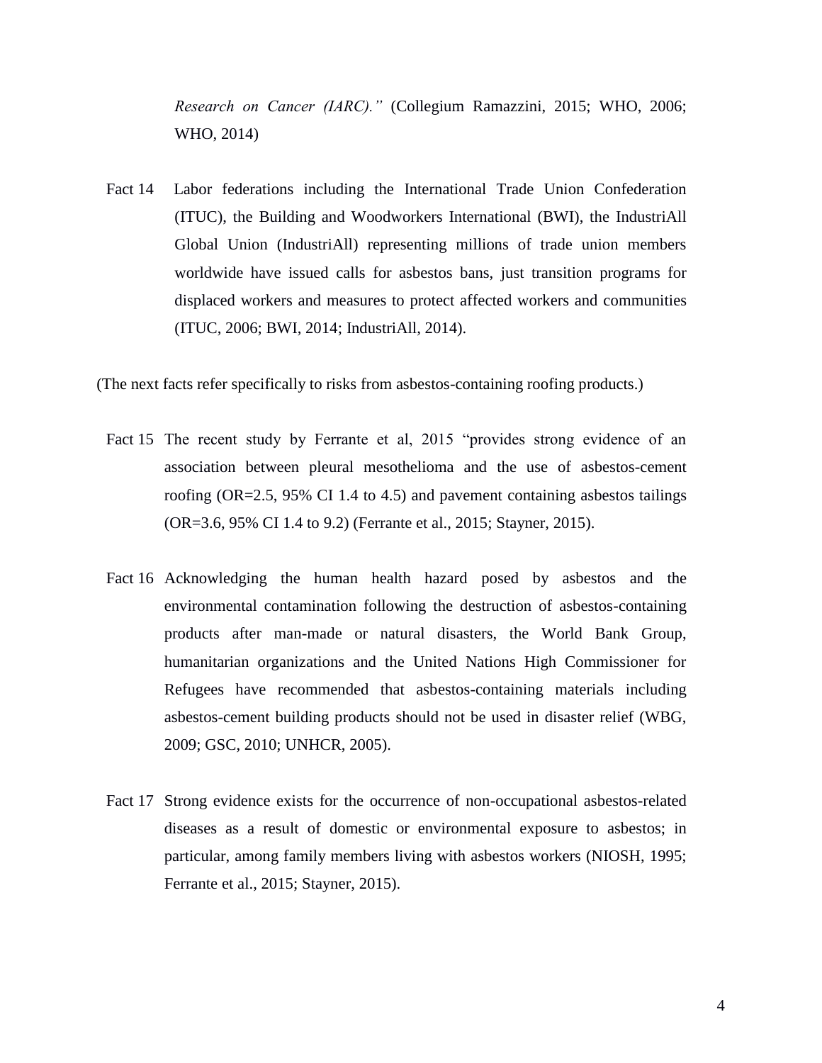*Research on Cancer (IARC)."* (Collegium Ramazzini, 2015; WHO, 2006; WHO, 2014)

Fact 14 Labor federations including the International Trade Union Confederation (ITUC), the Building and Woodworkers International (BWI), the IndustriAll Global Union (IndustriAll) representing millions of trade union members worldwide have issued calls for asbestos bans, just transition programs for displaced workers and measures to protect affected workers and communities (ITUC, 2006; BWI, 2014; IndustriAll, 2014).

(The next facts refer specifically to risks from asbestos-containing roofing products.)

Fact 15 The recent study by Ferrante et al, 2015 "provides strong evidence of an association between pleural mesothelioma and the use of asbestos-cement roofing (OR=2.5, 95% CI 1.4 to 4.5) and pavement containing asbestos tailings (OR=3.6, 95% CI 1.4 to 9.2) (Ferrante et al., 2015; Stayner, 2015).

Fact 16 Acknowledging the human health hazard posed by asbestos and the environmental contamination following the destruction of asbestos-containing products after man-made or natural disasters, the World Bank Group, humanitarian organizations and the United Nations High Commissioner for Refugees have recommended that asbestos-containing materials including asbestos-cement building products should not be used in disaster relief (WBG, 2009; GSC, 2010; UNHCR, 2005).

Fact 17 Strong evidence exists for the occurrence of non-occupational asbestos-related diseases as a result of domestic or environmental exposure to asbestos; in particular, among family members living with asbestos workers (NIOSH, 1995; Ferrante et al., 2015; Stayner, 2015).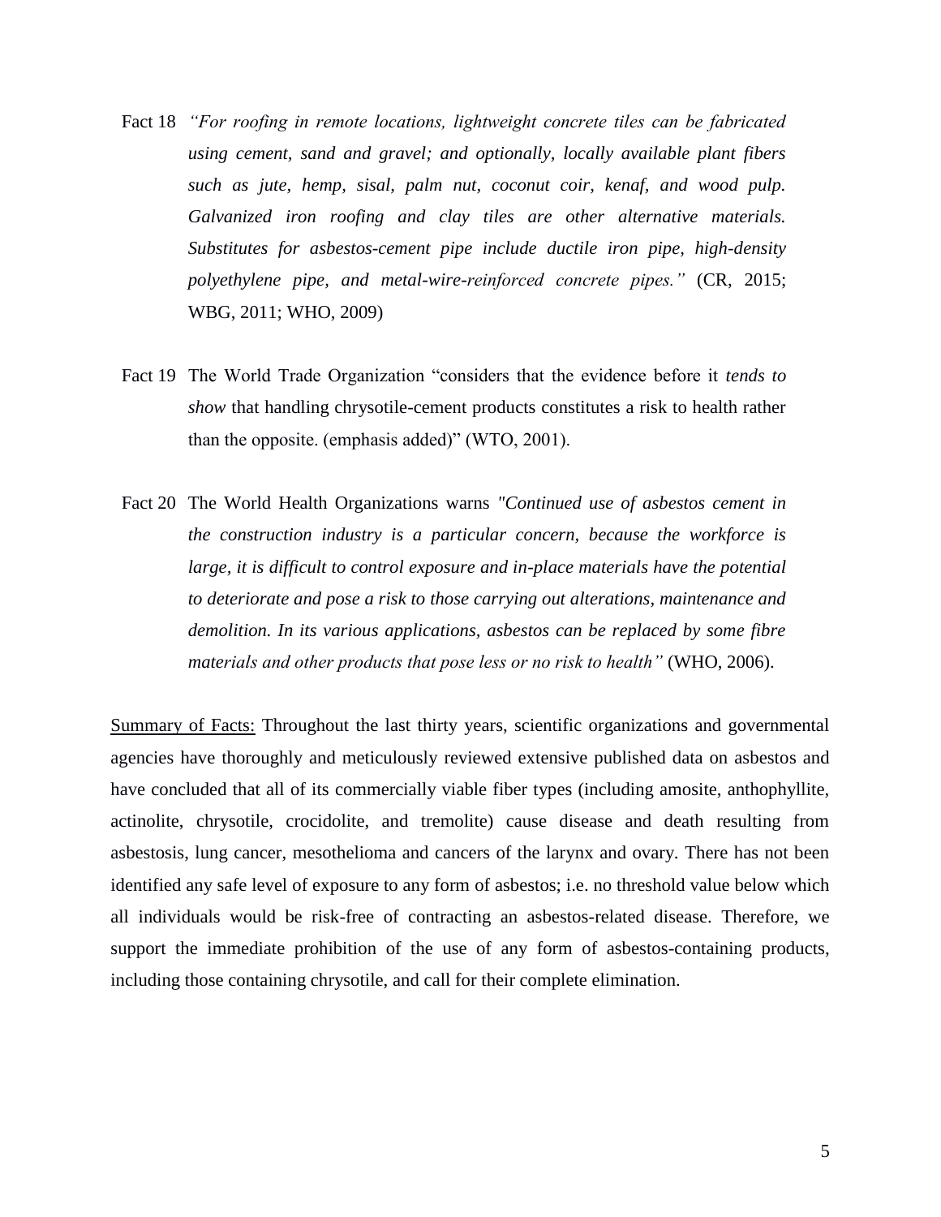Fact 18 *"For roofing in remote locations, lightweight concrete tiles can be fabricated using cement, sand and gravel; and optionally, locally available plant fibers such as jute, hemp, sisal, palm nut, coconut coir, kenaf, and wood pulp. Galvanized iron roofing and clay tiles are other alternative materials. Substitutes for asbestos-cement pipe include ductile iron pipe, high-density polyethylene pipe, and metal-wire-reinforced concrete pipes."* (CR, 2015; WBG, 2011; WHO, 2009)

Fact 19 The World Trade Organization "considers that the evidence before it *tends to show* that handling chrysotile-cement products constitutes a risk to health rather than the opposite. (emphasis added)" (WTO, 2001).

Fact 20 The World Health Organizations warns *"Continued use of asbestos cement in the construction industry is a particular concern, because the workforce is large, it is difficult to control exposure and in-place materials have the potential to deteriorate and pose a risk to those carrying out alterations, maintenance and demolition. In its various applications, asbestos can be replaced by some fibre materials and other products that pose less or no risk to health"* (WHO, 2006).

<u>Summary of Facts:</u> Throughout the last thirty years, scientific organizations and governmental agencies have thoroughly and meticulously reviewed extensive published data on asbestos and have concluded that all of its commercially viable fiber types (including amosite, anthophyllite, actinolite, chrysotile, crocidolite, and tremolite) cause disease and death resulting from asbestosis, lung cancer, mesothelioma and cancers of the larynx and ovary. There has not been identified any safe level of exposure to any form of asbestos; i.e. no threshold value below which all individuals would be risk-free of contracting an asbestos-related disease. Therefore, we support the immediate prohibition of the use of any form of asbestos-containing products, including those containing chrysotile, and call for their complete elimination.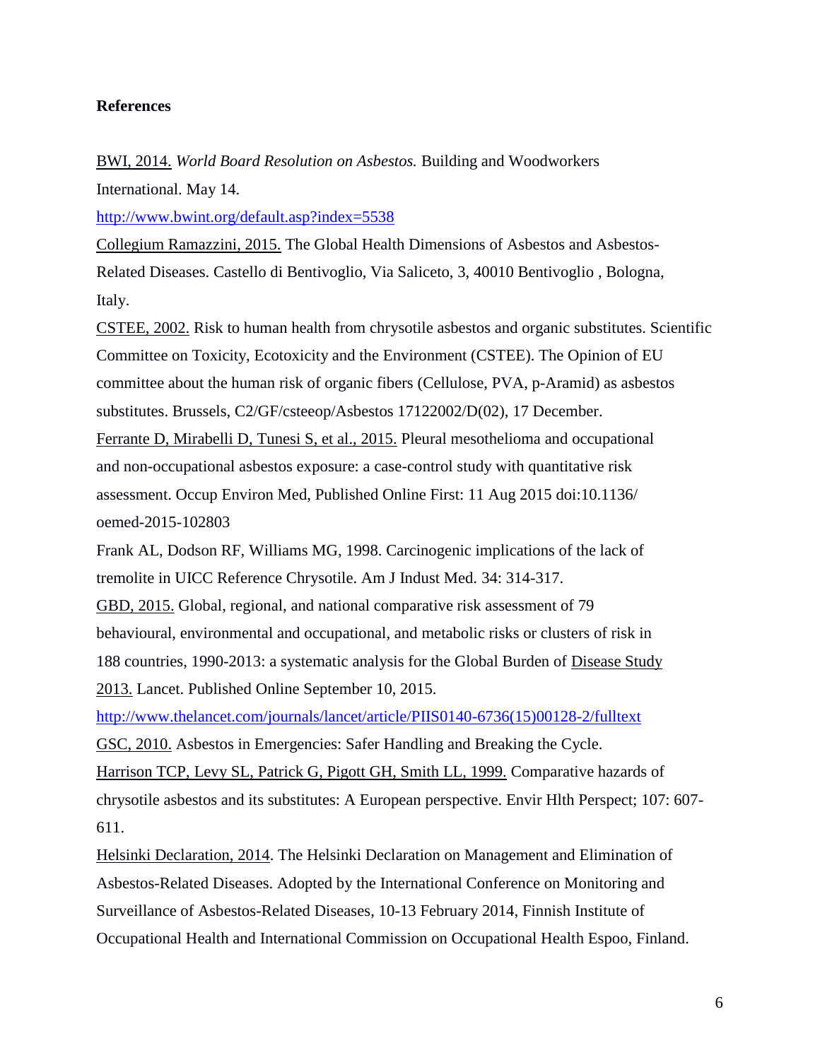**References**

BWI, 2014. *World Board Resolution on Asbestos.* Building and Woodworkers International. May 14. http://www.bwint.org/default.asp?index=5538

Collegium Ramazzini, 2015. The Global Health Dimensions of Asbestos and Asbestos-Related Diseases. Castello di Bentivoglio, Via Saliceto, 3, 40010 Bentivoglio , Bologna, Italy.

CSTEE, 2002. Risk to human health from chrysotile asbestos and organic substitutes. Scientific Committee on Toxicity, Ecotoxicity and the Environment (CSTEE). The Opinion of EU committee about the human risk of organic fibers (Cellulose, PVA, p-Aramid) as asbestos substitutes. Brussels, C2/GF/csteeop/Asbestos 17122002/D(02), 17 December.

Ferrante D, Mirabelli D, Tunesi S, et al., 2015. Pleural mesothelioma and occupational and non-occupational asbestos exposure: a case-control study with quantitative risk assessment. Occup Environ Med, Published Online First: 11 Aug 2015 doi:10.1136/oemed-2015-102803

Frank AL, Dodson RF, Williams MG, 1998. Carcinogenic implications of the lack of tremolite in UICC Reference Chrysotile. Am J Indust Med. 34: 314-317.

GBD, 2015. Global, regional, and national comparative risk assessment of 79 behavioural, environmental and occupational, and metabolic risks or clusters of risk in 188 countries, 1990-2013: a systematic analysis for the Global Burden of Disease Study 2013. Lancet. Published Online September 10, 2015. http://www.thelancet.com/journals/lancet/article/PIIS0140-6736(15)00128-2/fulltext

GSC, 2010. Asbestos in Emergencies: Safer Handling and Breaking the Cycle.

Harrison TCP, Levy SL, Patrick G, Pigott GH, Smith LL, 1999. Comparative hazards of chrysotile asbestos and its substitutes: A European perspective. Envir Hlth Perspect; 107: 607-611.

Helsinki Declaration, 2014. The Helsinki Declaration on Management and Elimination of Asbestos-Related Diseases. Adopted by the International Conference on Monitoring and Surveillance of Asbestos-Related Diseases, 10-13 February 2014, Finnish Institute of Occupational Health and International Commission on Occupational Health Espoo, Finland.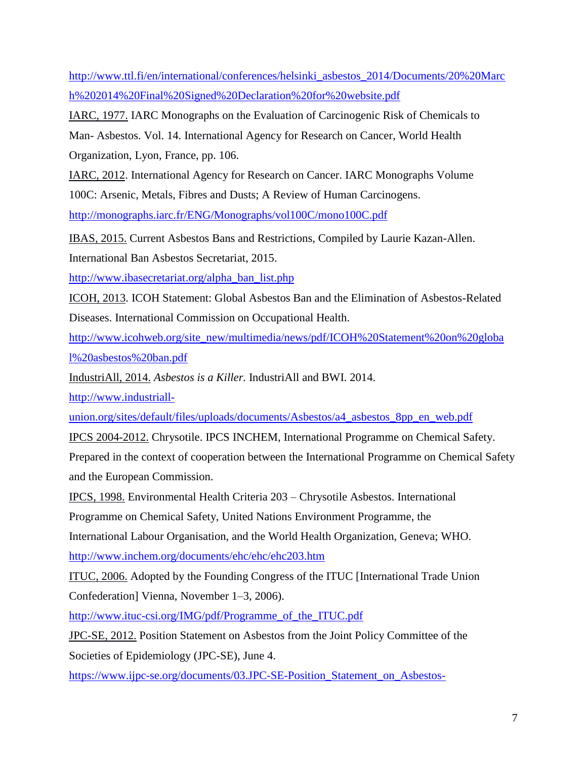http://www.ttl.fi/en/international/conferences/helsinki_asbestos_2014/Documents/20%20March%202014%20Final%20Signed%20Declaration%20for%20website.pdf

IARC, 1977. IARC Monographs on the Evaluation of Carcinogenic Risk of Chemicals to Man- Asbestos. Vol. 14. International Agency for Research on Cancer, World Health Organization, Lyon, France, pp. 106.

IARC, 2012. International Agency for Research on Cancer. IARC Monographs Volume 100C: Arsenic, Metals, Fibres and Dusts; A Review of Human Carcinogens. http://monographs.iarc.fr/ENG/Monographs/vol100C/mono100C.pdf

IBAS, 2015. Current Asbestos Bans and Restrictions, Compiled by Laurie Kazan-Allen. International Ban Asbestos Secretariat, 2015. http://www.ibasecretariat.org/alpha_ban_list.php

ICOH, 2013. ICOH Statement: Global Asbestos Ban and the Elimination of Asbestos-Related Diseases. International Commission on Occupational Health. http://www.icohweb.org/site_new/multimedia/news/pdf/ICOH%20Statement%20on%20global%20asbestos%20ban.pdf

IndustriAll, 2014. *Asbestos is a Killer.* IndustriAll and BWI. 2014. http://www.industriall-union.org/sites/default/files/uploads/documents/Asbestos/a4_asbestos_8pp_en_web.pdf

IPCS 2004-2012. Chrysotile. IPCS INCHEM, International Programme on Chemical Safety. Prepared in the context of cooperation between the International Programme on Chemical Safety and the European Commission.

IPCS, 1998. Environmental Health Criteria 203 – Chrysotile Asbestos. International Programme on Chemical Safety, United Nations Environment Programme, the International Labour Organisation, and the World Health Organization, Geneva; WHO. http://www.inchem.org/documents/ehc/ehc/ehc203.htm

ITUC, 2006. Adopted by the Founding Congress of the ITUC [International Trade Union Confederation] Vienna, November 1–3, 2006). http://www.ituc-csi.org/IMG/pdf/Programme_of_the_ITUC.pdf

JPC-SE, 2012. Position Statement on Asbestos from the Joint Policy Committee of the Societies of Epidemiology (JPC-SE), June 4. https://www.ijpc-se.org/documents/03.JPC-SE-Position_Statement_on_Asbestos-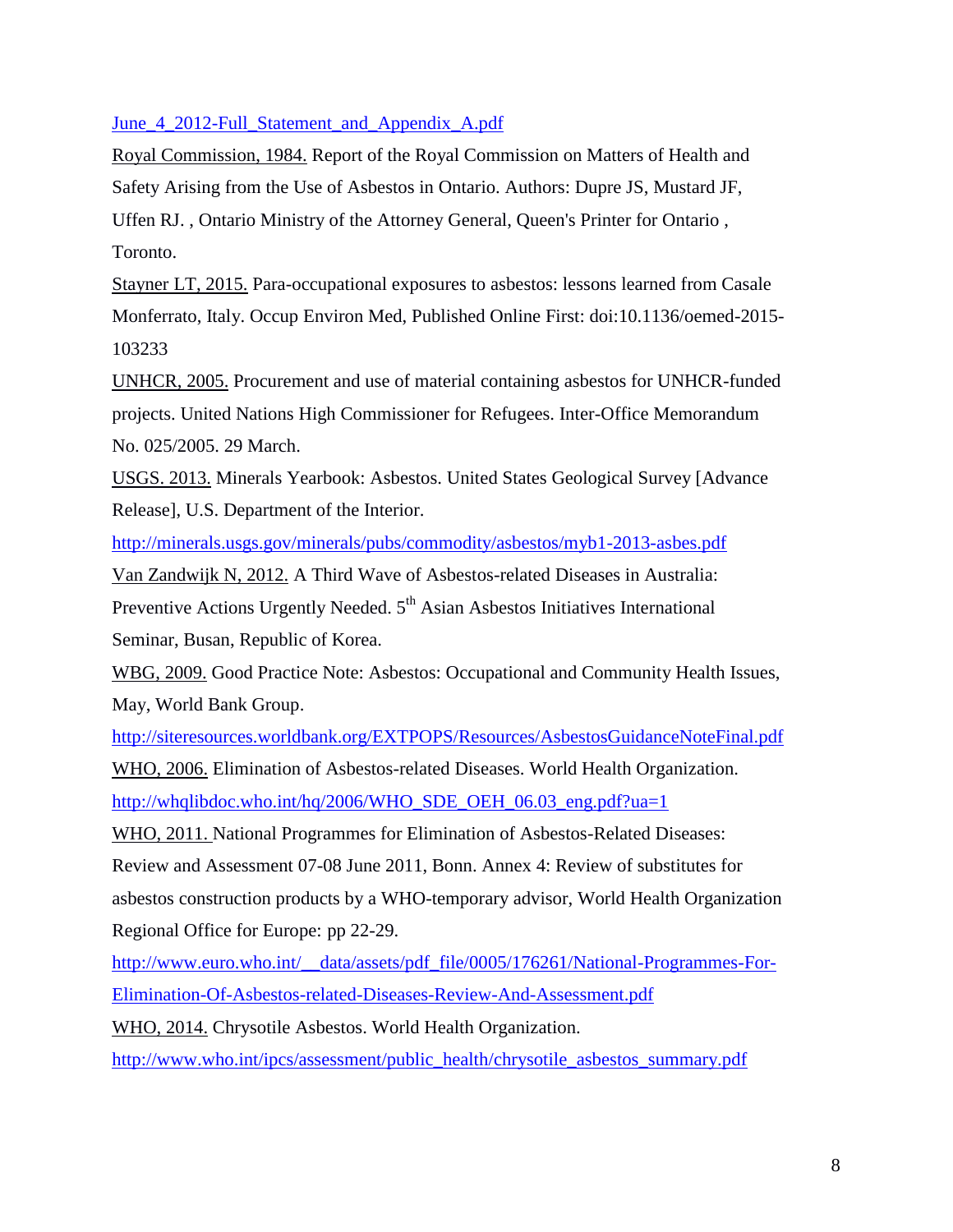June_4_2012-Full_Statement_and_Appendix_A.pdf

Royal Commission, 1984. Report of the Royal Commission on Matters of Health and Safety Arising from the Use of Asbestos in Ontario. Authors: Dupre JS, Mustard JF, Uffen RJ. , Ontario Ministry of the Attorney General, Queen's Printer for Ontario , Toronto.

Stayner LT, 2015. Para-occupational exposures to asbestos: lessons learned from Casale Monferrato, Italy. Occup Environ Med, Published Online First: doi:10.1136/oemed-2015-103233

UNHCR, 2005. Procurement and use of material containing asbestos for UNHCR-funded projects. United Nations High Commissioner for Refugees. Inter-Office Memorandum No. 025/2005. 29 March.

USGS. 2013. Minerals Yearbook: Asbestos. United States Geological Survey [Advance Release], U.S. Department of the Interior.

http://minerals.usgs.gov/minerals/pubs/commodity/asbestos/myb1-2013-asbes.pdf

Van Zandwijk N, 2012. A Third Wave of Asbestos-related Diseases in Australia: Preventive Actions Urgently Needed. 5th Asian Asbestos Initiatives International Seminar, Busan, Republic of Korea.

WBG, 2009. Good Practice Note: Asbestos: Occupational and Community Health Issues, May, World Bank Group.

http://siteresources.worldbank.org/EXTPOPS/Resources/AsbestosGuidanceNoteFinal.pdf

WHO, 2006. Elimination of Asbestos-related Diseases. World Health Organization.

http://whqlibdoc.who.int/hq/2006/WHO_SDE_OEH_06.03_eng.pdf?ua=1

WHO, 2011. National Programmes for Elimination of Asbestos-Related Diseases: Review and Assessment 07-08 June 2011, Bonn. Annex 4: Review of substitutes for asbestos construction products by a WHO-temporary advisor, World Health Organization Regional Office for Europe: pp 22-29.

http://www.euro.who.int/__data/assets/pdf_file/0005/176261/National-Programmes-For-Elimination-Of-Asbestos-related-Diseases-Review-And-Assessment.pdf

WHO, 2014. Chrysotile Asbestos. World Health Organization.

http://www.who.int/ipcs/assessment/public_health/chrysotile_asbestos_summary.pdf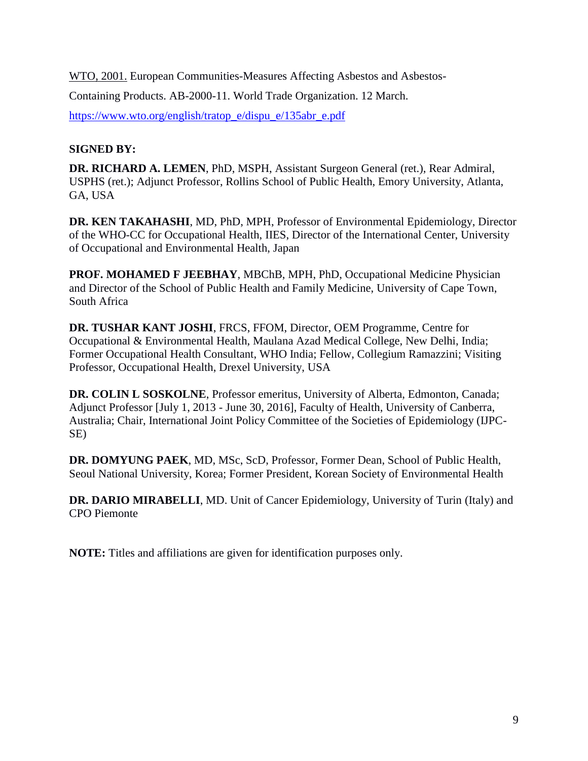WTO, 2001. European Communities-Measures Affecting Asbestos and Asbestos-Containing Products. AB-2000-11. World Trade Organization. 12 March. https://www.wto.org/english/tratop_e/dispu_e/135abr_e.pdf

**SIGNED BY:**

**DR. RICHARD A. LEMEN**, PhD, MSPH, Assistant Surgeon General (ret.), Rear Admiral, USPHS (ret.); Adjunct Professor, Rollins School of Public Health, Emory University, Atlanta, GA, USA

**DR. KEN TAKAHASHI**, MD, PhD, MPH, Professor of Environmental Epidemiology, Director of the WHO-CC for Occupational Health, IIES, Director of the International Center, University of Occupational and Environmental Health, Japan

**PROF. MOHAMED F JEEBHAY**, MBChB, MPH, PhD, Occupational Medicine Physician and Director of the School of Public Health and Family Medicine, University of Cape Town, South Africa

**DR. TUSHAR KANT JOSHI**, FRCS, FFOM, Director, OEM Programme, Centre for Occupational & Environmental Health, Maulana Azad Medical College, New Delhi, India; Former Occupational Health Consultant, WHO India; Fellow, Collegium Ramazzini; Visiting Professor, Occupational Health, Drexel University, USA

**DR. COLIN L SOSKOLNE**, Professor emeritus, University of Alberta, Edmonton, Canada; Adjunct Professor [July 1, 2013 - June 30, 2016], Faculty of Health, University of Canberra, Australia; Chair, International Joint Policy Committee of the Societies of Epidemiology (IJPC-SE)

**DR. DOMYUNG PAEK**, MD, MSc, ScD, Professor, Former Dean, School of Public Health, Seoul National University, Korea; Former President, Korean Society of Environmental Health

**DR. DARIO MIRABELLI**, MD. Unit of Cancer Epidemiology, University of Turin (Italy) and CPO Piemonte

**NOTE:** Titles and affiliations are given for identification purposes only.